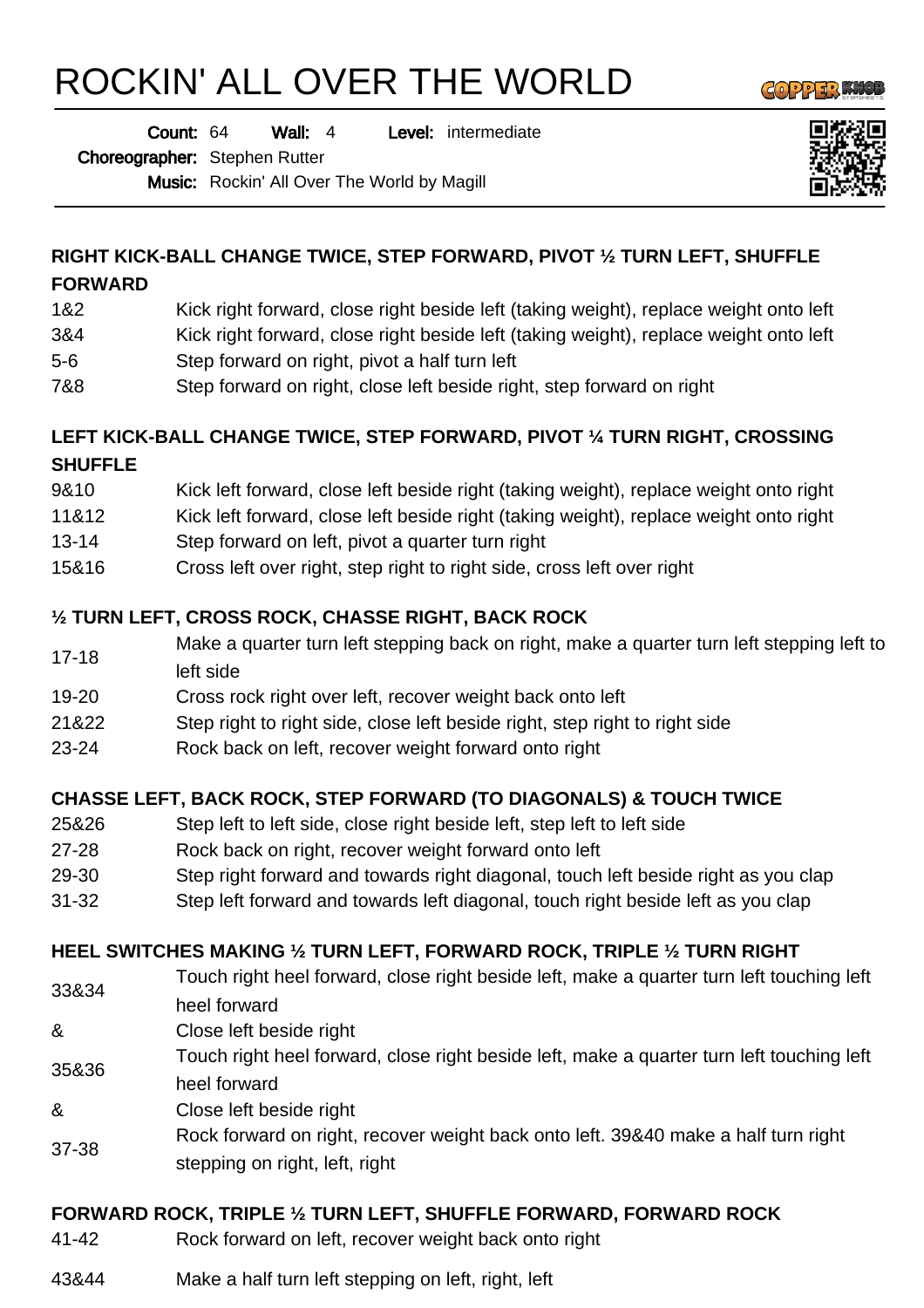# ROCKIN' ALL OVER THE WORLD

**Count:** 64 **Wall:** 4 **Level:** intermediate

**Choreographer:** Stephen Rutter

**Music:** Rockin' All Over The World by Magill

---

### RIGHT KICK-BALL CHANGE TWICE, STEP FORWARD, PIVOT ½ TURN LEFT, SHUFFLE FORWARD

| | |
|---|---|
| 1&2 | Kick right forward, close right beside left (taking weight), replace weight onto left |
| 3&4 | Kick right forward, close right beside left (taking weight), replace weight onto left |
| 5-6 | Step forward on right, pivot a half turn left |
| 7&8 | Step forward on right, close left beside right, step forward on right |

### LEFT KICK-BALL CHANGE TWICE, STEP FORWARD, PIVOT ¼ TURN RIGHT, CROSSING SHUFFLE

| | |
|---|---|
| 9&10 | Kick left forward, close left beside right (taking weight), replace weight onto right |
| 11&12 | Kick left forward, close left beside right (taking weight), replace weight onto right |
| 13-14 | Step forward on left, pivot a quarter turn right |
| 15&16 | Cross left over right, step right to right side, cross left over right |

### ½ TURN LEFT, CROSS ROCK, CHASSE RIGHT, BACK ROCK

| | |
|---|---|
| 17-18 | Make a quarter turn left stepping back on right, make a quarter turn left stepping left to left side |
| 19-20 | Cross rock right over left, recover weight back onto left |
| 21&22 | Step right to right side, close left beside right, step right to right side |
| 23-24 | Rock back on left, recover weight forward onto right |

### CHASSE LEFT, BACK ROCK, STEP FORWARD (TO DIAGONALS) & TOUCH TWICE

| | |
|---|---|
| 25&26 | Step left to left side, close right beside left, step left to left side |
| 27-28 | Rock back on right, recover weight forward onto left |
| 29-30 | Step right forward and towards right diagonal, touch left beside right as you clap |
| 31-32 | Step left forward and towards left diagonal, touch right beside left as you clap |

### HEEL SWITCHES MAKING ½ TURN LEFT, FORWARD ROCK, TRIPLE ½ TURN RIGHT

| | |
|---|---|
| 33&34 | Touch right heel forward, close right beside left, make a quarter turn left touching left heel forward |
| & | Close left beside right |
| 35&36 | Touch right heel forward, close right beside left, make a quarter turn left touching left heel forward |
| & | Close left beside right |
| 37-38 | Rock forward on right, recover weight back onto left. 39&40 make a half turn right stepping on right, left, right |

### FORWARD ROCK, TRIPLE ½ TURN LEFT, SHUFFLE FORWARD, FORWARD ROCK

| | |
|---|---|
| 41-42 | Rock forward on left, recover weight back onto right |
| 43&44 | Make a half turn left stepping on left, right, left |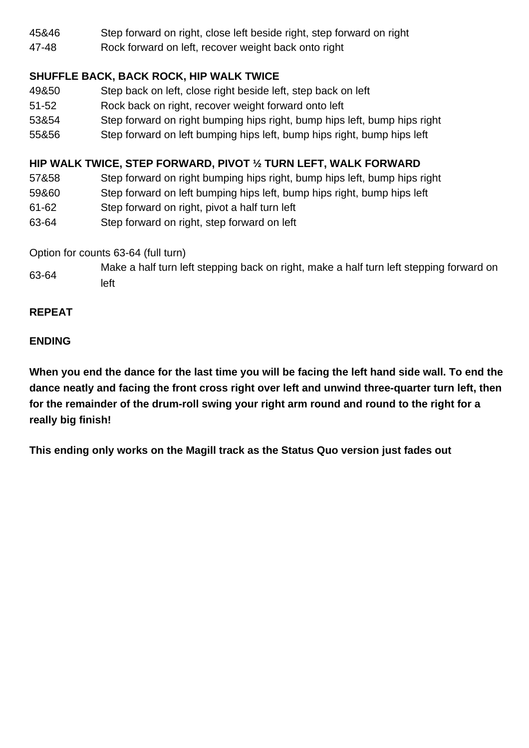| | |
|---|---|
| 45&46 | Step forward on right, close left beside right, step forward on right |
| 47-48 | Rock forward on left, recover weight back onto right |

**SHUFFLE BACK, BACK ROCK, HIP WALK TWICE**

| | |
|---|---|
| 49&50 | Step back on left, close right beside left, step back on left |
| 51-52 | Rock back on right, recover weight forward onto left |
| 53&54 | Step forward on right bumping hips right, bump hips left, bump hips right |
| 55&56 | Step forward on left bumping hips left, bump hips right, bump hips left |

**HIP WALK TWICE, STEP FORWARD, PIVOT ½ TURN LEFT, WALK FORWARD**

| | |
|---|---|
| 57&58 | Step forward on right bumping hips right, bump hips left, bump hips right |
| 59&60 | Step forward on left bumping hips left, bump hips right, bump hips left |
| 61-62 | Step forward on right, pivot a half turn left |
| 63-64 | Step forward on right, step forward on left |

Option for counts 63-64 (full turn)

| | |
|---|---|
| 63-64 | Make a half turn left stepping back on right, make a half turn left stepping forward on left |

**REPEAT**

**ENDING**

**When you end the dance for the last time you will be facing the left hand side wall. To end the dance neatly and facing the front cross right over left and unwind three-quarter turn left, then for the remainder of the drum-roll swing your right arm round and round to the right for a really big finish!**

**This ending only works on the Magill track as the Status Quo version just fades out**